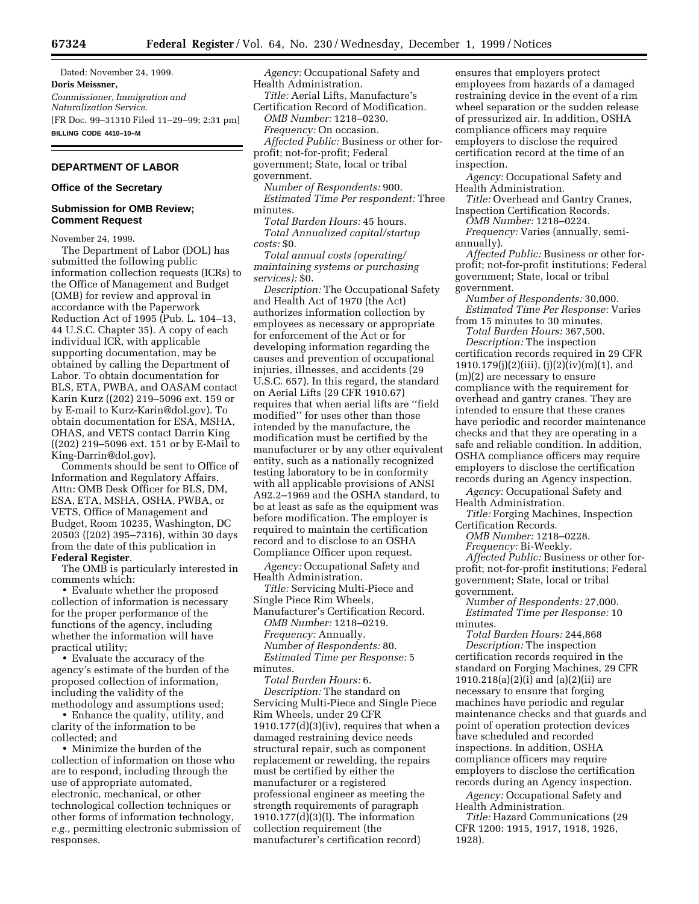Dated: November 24, 1999.

**Doris Meissner,**

*Commissioner, Immigration and Naturalization Service.*

[FR Doc. 99–31310 Filed 11–29–99; 2:31 pm]

**BILLING CODE 4410–10–M**

## DEPARTMENT OF LABOR

### Office of the Secretary

### Submission for OMB Review; Comment Request

November 24, 1999.

The Department of Labor (DOL) has submitted the following public information collection requests (ICRs) to the Office of Management and Budget (OMB) for review and approval in accordance with the Paperwork Reduction Act of 1995 (Pub. L. 104–13, 44 U.S.C. Chapter 35). A copy of each individual ICR, with applicable supporting documentation, may be obtained by calling the Department of Labor. To obtain documentation for BLS, ETA, PWBA, and OASAM contact Karin Kurz ((202) 219–5096 ext. 159 or by E-mail to Kurz-Karin@dol.gov). To obtain documentation for ESA, MSHA, OHAS, and VETS contact Darrin King ((202) 219–5096 ext. 151 or by E-Mail to King-Darrin@dol.gov).

Comments should be sent to Office of Information and Regulatory Affairs, Attn: OMB Desk Officer for BLS, DM, ESA, ETA, MSHA, OSHA, PWBA, or VETS, Office of Management and Budget, Room 10235, Washington, DC 20503 ((202) 395–7316), within 30 days from the date of this publication in **Federal Register**.

The OMB is particularly interested in comments which:

- Evaluate whether the proposed collection of information is necessary for the proper performance of the functions of the agency, including whether the information will have practical utility;
- Evaluate the accuracy of the agency's estimate of the burden of the proposed collection of information, including the validity of the methodology and assumptions used;
- Enhance the quality, utility, and clarity of the information to be collected; and
- Minimize the burden of the collection of information on those who are to respond, including through the use of appropriate automated, electronic, mechanical, or other technological collection techniques or other forms of information technology, *e.g.,* permitting electronic submission of responses.

*Agency:* Occupational Safety and Health Administration.

*Title:* Aerial Lifts, Manufacture's Certification Record of Modification.

*OMB Number:* 1218–0230.

*Frequency:* On occasion.

*Affected Public:* Business or other for-profit; not-for-profit; Federal government; State, local or tribal government.

*Number of Respondents:* 900.

*Estimated Time Per respondent:* Three minutes.

*Total Burden Hours:* 45 hours.

*Total Annualized capital/startup costs:* $0.

*Total annual costs (operating/maintaining systems or purchasing services):* $0.

*Description:* The Occupational Safety and Health Act of 1970 (the Act) authorizes information collection by employees as necessary or appropriate for enforcement of the Act or for developing information regarding the causes and prevention of occupational injuries, illnesses, and accidents (29 U.S.C. 657). In this regard, the standard on Aerial Lifts (29 CFR 1910.67) requires that when aerial lifts are "field modified" for uses other than those intended by the manufacture, the modification must be certified by the manufacturer or by any other equivalent entity, such as a nationally recognized testing laboratory to be in conformity with all applicable provisions of ANSI A92.2–1969 and the OSHA standard, to be at least as safe as the equipment was before modification. The employer is required to maintain the certification record and to disclose to an OSHA Compliance Officer upon request.

*Agency:* Occupational Safety and Health Administration.

*Title:* Servicing Multi-Piece and Single Piece Rim Wheels, Manufacturer's Certification Record.

*OMB Number:* 1218–0219.

*Frequency:* Annually.

*Number of Respondents:* 80.

*Estimated Time per Response:* 5 minutes.

*Total Burden Hours:* 6.

*Description:* The standard on Servicing Multi-Piece and Single Piece Rim Wheels, under 29 CFR 1910.177(d)(3)(iv), requires that when a damaged restraining device needs structural repair, such as component replacement or rewelding, the repairs must be certified by either the manufacturer or a registered professional engineer as meeting the strength requirements of paragraph 1910.177(d)(3)(I). The information collection requirement (the manufacturer's certification record) ensures that employers protect employees from hazards of a damaged restraining device in the event of a rim wheel separation or the sudden release of pressurized air. In addition, OSHA compliance officers may require employers to disclose the required certification record at the time of an inspection.

*Agency:* Occupational Safety and Health Administration.

*Title:* Overhead and Gantry Cranes, Inspection Certification Records.

*OMB Number:* 1218–0224.

*Frequency:* Varies (annually, semi-annually).

*Affected Public:* Business or other for-profit; not-for-profit institutions; Federal government; State, local or tribal government.

*Number of Respondents:* 30,000.

*Estimated Time Per Response:* Varies from 15 minutes to 30 minutes.

*Total Burden Hours:* 367,500.

*Description:* The inspection certification records required in 29 CFR 1910.179(j)(2)(iii), (j)(2)(iv)(m)(1), and (m)(2) are necessary to ensure compliance with the requirement for overhead and gantry cranes. They are intended to ensure that these cranes have periodic and recorder maintenance checks and that they are operating in a safe and reliable condition. In addition, OSHA compliance officers may require employers to disclose the certification records during an Agency inspection.

*Agency:* Occupational Safety and Health Administration.

*Title:* Forging Machines, Inspection Certification Records.

*OMB Number:* 1218–0228.

*Frequency:* Bi-Weekly.

*Affected Public:* Business or other for-profit; not-for-profit institutions; Federal government; State, local or tribal government.

*Number of Respondents:* 27,000.

*Estimated Time per Response:* 10 minutes.

*Total Burden Hours:* 244,868

*Description:* The inspection certification records required in the standard on Forging Machines, 29 CFR 1910.218(a)(2)(i) and (a)(2)(ii) are necessary to ensure that forging machines have periodic and regular maintenance checks and that guards and point of operation protection devices have scheduled and recorded inspections. In addition, OSHA compliance officers may require employers to disclose the certification records during an Agency inspection.

*Agency:* Occupational Safety and Health Administration.

*Title:* Hazard Communications (29 CFR 1200: 1915, 1917, 1918, 1926, 1928).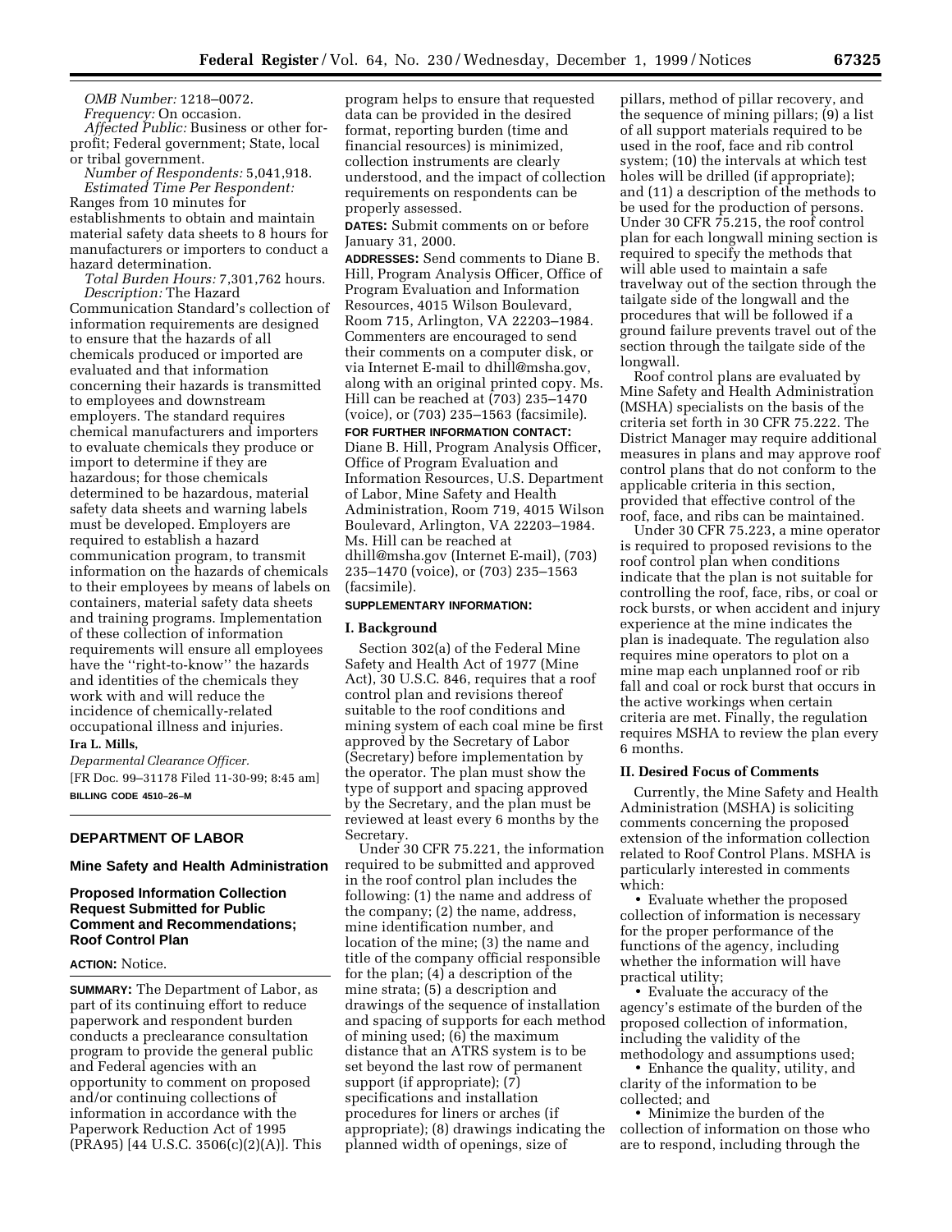*OMB Number:* 1218–0072.

*Frequency:* On occasion.

*Affected Public:* Business or other for-profit; Federal government; State, local or tribal government.

*Number of Respondents:* 5,041,918.

*Estimated Time Per Respondent:* Ranges from 10 minutes for establishments to obtain and maintain material safety data sheets to 8 hours for manufacturers or importers to conduct a hazard determination.

*Total Burden Hours:* 7,301,762 hours.

*Description:* The Hazard Communication Standard's collection of information requirements are designed to ensure that the hazards of all chemicals produced or imported are evaluated and that information concerning their hazards is transmitted to employees and downstream employers. The standard requires chemical manufacturers and importers to evaluate chemicals they produce or import to determine if they are hazardous; for those chemicals determined to be hazardous, material safety data sheets and warning labels must be developed. Employers are required to establish a hazard communication program, to transmit information on the hazards of chemicals to their employees by means of labels on containers, material safety data sheets and training programs. Implementation of these collection of information requirements will ensure all employees have the ''right-to-know'' the hazards and identities of the chemicals they work with and will reduce the incidence of chemically-related occupational illness and injuries.

**Ira L. Mills,**

*Deparmental Clearance Officer.*

[FR Doc. 99–31178 Filed 11-30-99; 8:45 am]

**BILLING CODE 4510–26–M**

---

## DEPARTMENT OF LABOR

### Mine Safety and Health Administration

### Proposed Information Collection Request Submitted for Public Comment and Recommendations; Roof Control Plan

**ACTION:** Notice.

**SUMMARY:** The Department of Labor, as part of its continuing effort to reduce paperwork and respondent burden conducts a preclearance consultation program to provide the general public and Federal agencies with an opportunity to comment on proposed and/or continuing collections of information in accordance with the Paperwork Reduction Act of 1995 (PRA95) [44 U.S.C. 3506(c)(2)(A)]. This program helps to ensure that requested data can be provided in the desired format, reporting burden (time and financial resources) is minimized, collection instruments are clearly understood, and the impact of collection requirements on respondents can be properly assessed.

**DATES:** Submit comments on or before January 31, 2000.

**ADDRESSES:** Send comments to Diane B. Hill, Program Analysis Officer, Office of Program Evaluation and Information Resources, 4015 Wilson Boulevard, Room 715, Arlington, VA 22203–1984. Commenters are encouraged to send their comments on a computer disk, or via Internet E-mail to dhill@msha.gov, along with an original printed copy. Ms. Hill can be reached at (703) 235–1470 (voice), or (703) 235–1563 (facsimile).

**FOR FURTHER INFORMATION CONTACT:** Diane B. Hill, Program Analysis Officer, Office of Program Evaluation and Information Resources, U.S. Department of Labor, Mine Safety and Health Administration, Room 719, 4015 Wilson Boulevard, Arlington, VA 22203–1984. Ms. Hill can be reached at dhill@msha.gov (Internet E-mail), (703) 235–1470 (voice), or (703) 235–1563 (facsimile).

**SUPPLEMENTARY INFORMATION:**

#### I. Background

Section 302(a) of the Federal Mine Safety and Health Act of 1977 (Mine Act), 30 U.S.C. 846, requires that a roof control plan and revisions thereof suitable to the roof conditions and mining system of each coal mine be first approved by the Secretary of Labor (Secretary) before implementation by the operator. The plan must show the type of support and spacing approved by the Secretary, and the plan must be reviewed at least every 6 months by the Secretary.

Under 30 CFR 75.221, the information required to be submitted and approved in the roof control plan includes the following: (1) the name and address of the company; (2) the name, address, mine identification number, and location of the mine; (3) the name and title of the company official responsible for the plan; (4) a description of the mine strata; (5) a description and drawings of the sequence of installation and spacing of supports for each method of mining used; (6) the maximum distance that an ATRS system is to be set beyond the last row of permanent support (if appropriate); (7) specifications and installation procedures for liners or arches (if appropriate); (8) drawings indicating the planned width of openings, size of pillars, method of pillar recovery, and the sequence of mining pillars; (9) a list of all support materials required to be used in the roof, face and rib control system; (10) the intervals at which test holes will be drilled (if appropriate); and (11) a description of the methods to be used for the production of persons. Under 30 CFR 75.215, the roof control plan for each longwall mining section is required to specify the methods that will able used to maintain a safe travelway out of the section through the tailgate side of the longwall and the procedures that will be followed if a ground failure prevents travel out of the section through the tailgate side of the longwall.

Roof control plans are evaluated by Mine Safety and Health Administration (MSHA) specialists on the basis of the criteria set forth in 30 CFR 75.222. The District Manager may require additional measures in plans and may approve roof control plans that do not conform to the applicable criteria in this section, provided that effective control of the roof, face, and ribs can be maintained.

Under 30 CFR 75.223, a mine operator is required to proposed revisions to the roof control plan when conditions indicate that the plan is not suitable for controlling the roof, face, ribs, or coal or rock bursts, or when accident and injury experience at the mine indicates the plan is inadequate. The regulation also requires mine operators to plot on a mine map each unplanned roof or rib fall and coal or rock burst that occurs in the active workings when certain criteria are met. Finally, the regulation requires MSHA to review the plan every 6 months.

#### II. Desired Focus of Comments

Currently, the Mine Safety and Health Administration (MSHA) is soliciting comments concerning the proposed extension of the information collection related to Roof Control Plans. MSHA is particularly interested in comments which:

- Evaluate whether the proposed collection of information is necessary for the proper performance of the functions of the agency, including whether the information will have practical utility;
- Evaluate the accuracy of the agency's estimate of the burden of the proposed collection of information, including the validity of the methodology and assumptions used;
- Enhance the quality, utility, and clarity of the information to be collected; and
- Minimize the burden of the collection of information on those who are to respond, including through the